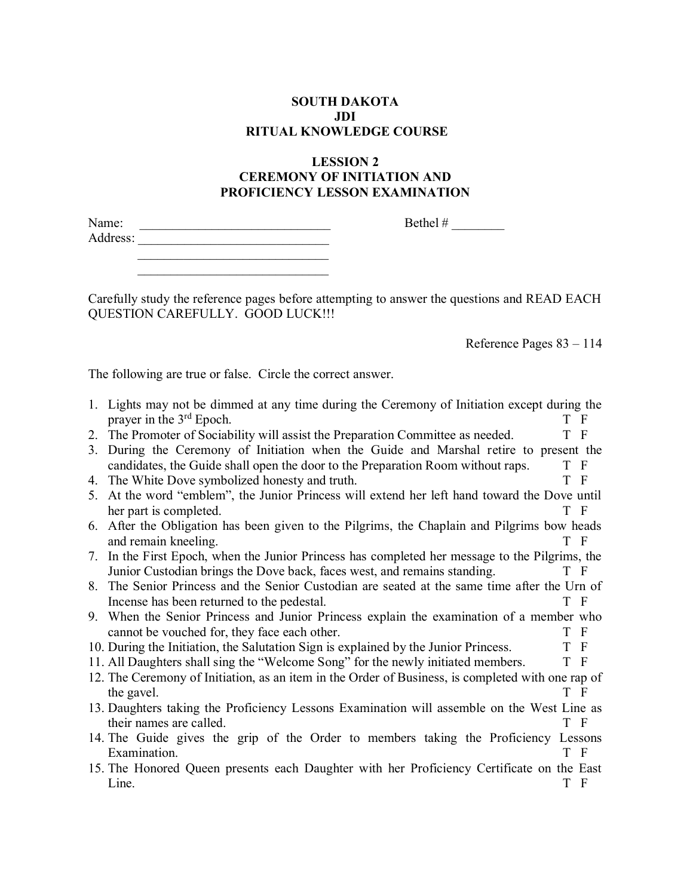**SOUTH DAKOTA**
**JDI**
**RITUAL KNOWLEDGE COURSE**

**LESSION 2**
**CEREMONY OF INITIATION AND**
**PROFICIENCY LESSON EXAMINATION**

Name: ______________________________ Bethel # ________
Address: ______________________________
______________________________
______________________________

Carefully study the reference pages before attempting to answer the questions and READ EACH QUESTION CAREFULLY. GOOD LUCK!!!

Reference Pages 83 – 114

The following are true or false. Circle the correct answer.

1. Lights may not be dimmed at any time during the Ceremony of Initiation except during the prayer in the 3rd Epoch. T F
2. The Promoter of Sociability will assist the Preparation Committee as needed. T F
3. During the Ceremony of Initiation when the Guide and Marshal retire to present the candidates, the Guide shall open the door to the Preparation Room without raps. T F
4. The White Dove symbolized honesty and truth. T F
5. At the word "emblem", the Junior Princess will extend her left hand toward the Dove until her part is completed. T F
6. After the Obligation has been given to the Pilgrims, the Chaplain and Pilgrims bow heads and remain kneeling. T F
7. In the First Epoch, when the Junior Princess has completed her message to the Pilgrims, the Junior Custodian brings the Dove back, faces west, and remains standing. T F
8. The Senior Princess and the Senior Custodian are seated at the same time after the Urn of Incense has been returned to the pedestal. T F
9. When the Senior Princess and Junior Princess explain the examination of a member who cannot be vouched for, they face each other. T F
10. During the Initiation, the Salutation Sign is explained by the Junior Princess. T F
11. All Daughters shall sing the "Welcome Song" for the newly initiated members. T F
12. The Ceremony of Initiation, as an item in the Order of Business, is completed with one rap of the gavel. T F
13. Daughters taking the Proficiency Lessons Examination will assemble on the West Line as their names are called. T F
14. The Guide gives the grip of the Order to members taking the Proficiency Lessons Examination. T F
15. The Honored Queen presents each Daughter with her Proficiency Certificate on the East Line. T F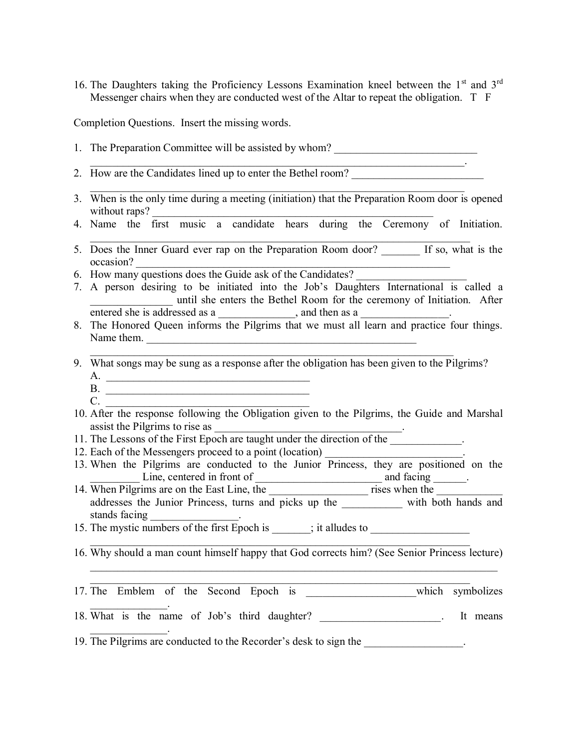16. The Daughters taking the Proficiency Lessons Examination kneel between the 1st and 3rd Messenger chairs when they are conducted west of the Altar to repeat the obligation.   T   F

Completion Questions.  Insert the missing words.

1. The Preparation Committee will be assisted by whom? ___________________________ ______________________________________________________________________.
2. How are the Candidates lined up to enter the Bethel room? _________________________ ______________________________________________________________________
3. When is the only time during a meeting (initiation) that the Preparation Room door is opened without raps? ______________________________________________________
4. Name the first music a candidate hears during the Ceremony of Initiation. ______________________________________________________________________
5. Does the Inner Guard ever rap on the Preparation Room door? _______ If so, what is the occasion? ______________________________________________________________
6. How many questions does the Guide ask of the Candidates? ____________________
7. A person desiring to be initiated into the Job's Daughters International is called a _______________ until she enters the Bethel Room for the ceremony of Initiation.  After entered she is addressed as a ______________, and then as a ________________.
8. The Honored Queen informs the Pilgrims that we must all learn and practice four things. Name them. ____________________________________________________ ______________________________________________________________________
9. What songs may be sung as a response after the obligation has been given to the Pilgrims?
   A. ______________________________________
   B. ______________________________________
   C. ______________________________________
10. After the response following the Obligation given to the Pilgrims, the Guide and Marshal assist the Pilgrims to rise as __________________________________.
11. The Lessons of the First Epoch are taught under the direction of the _____________.
12. Each of the Messengers proceed to a point (location) _________________________.
13. When the Pilgrims are conducted to the Junior Princess, they are positioned on the _________ Line, centered in front of ______________________ and facing ______.
14. When Pilgrims are on the East Line, the __________________ rises when the ___________ addresses the Junior Princess, turns and picks up the ___________ with both hands and stands facing ________________.
15. The mystic numbers of the first Epoch is _______; it alludes to __________________ ______________________________________________________________________
16. Why should a man count himself happy that God corrects him? (See Senior Princess lecture) ______________________________________________________________________ ______________________________________________________________________
17. The Emblem of the Second Epoch is ____________________which symbolizes ______________.
18. What is the name of Job's third daughter? ______________________.   It means ______________.
19. The Pilgrims are conducted to the Recorder's desk to sign the __________________.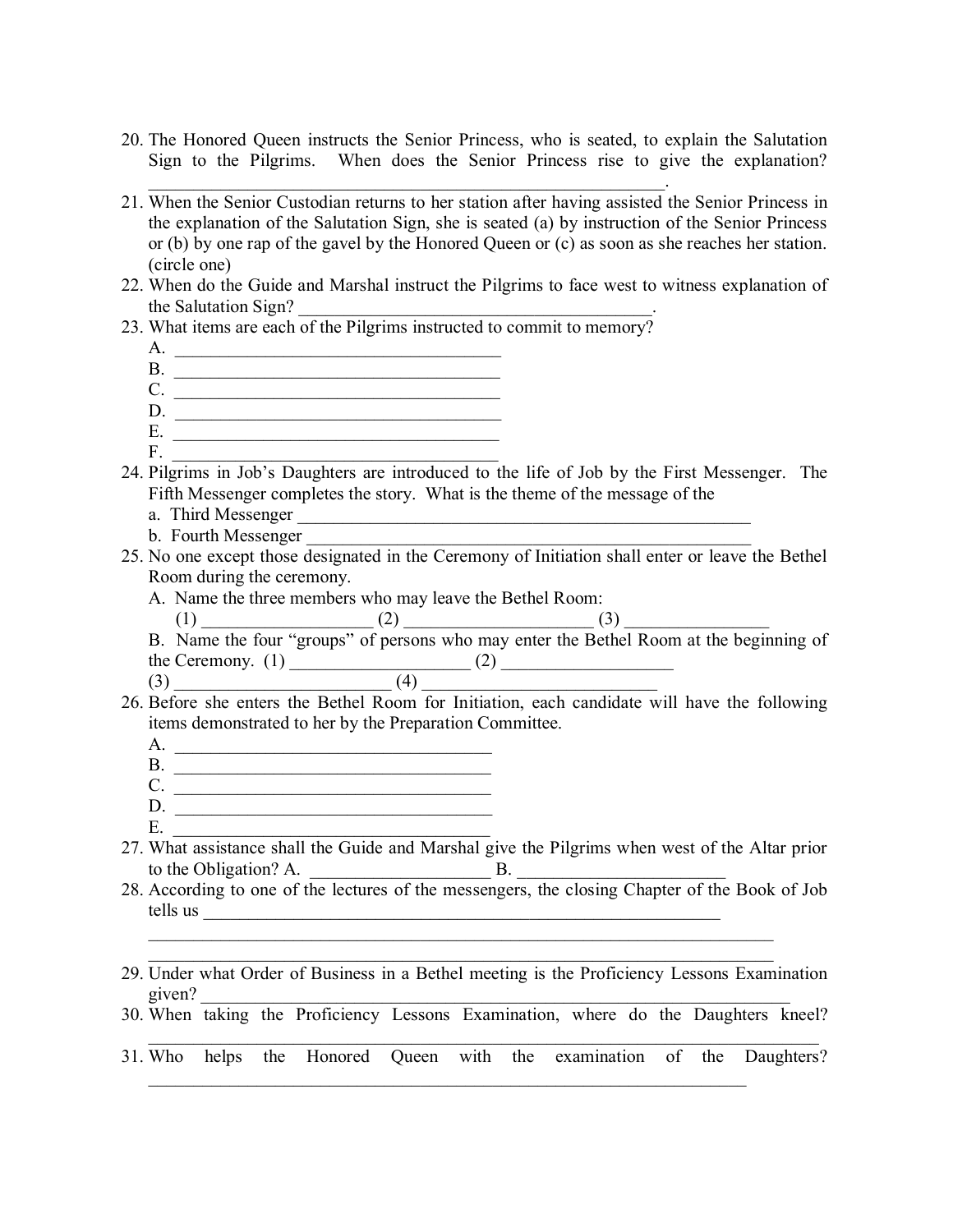20. The Honored Queen instructs the Senior Princess, who is seated, to explain the Salutation Sign to the Pilgrims. When does the Senior Princess rise to give the explanation? ______________________________________________________________.

21. When the Senior Custodian returns to her station after having assisted the Senior Princess in the explanation of the Salutation Sign, she is seated (a) by instruction of the Senior Princess or (b) by one rap of the gavel by the Honored Queen or (c) as soon as she reaches her station. (circle one)

22. When do the Guide and Marshal instruct the Pilgrims to face west to witness explanation of the Salutation Sign? ________________________________________.

23. What items are each of the Pilgrims instructed to commit to memory?
    A. ______________________________________
    B. ______________________________________
    C. ______________________________________
    D. ______________________________________
    E. ______________________________________
    F. ______________________________________

24. Pilgrims in Job's Daughters are introduced to the life of Job by the First Messenger. The Fifth Messenger completes the story. What is the theme of the message of the
    a. Third Messenger ____________________________________________________
    b. Fourth Messenger ___________________________________________________

25. No one except those designated in the Ceremony of Initiation shall enter or leave the Bethel Room during the ceremony.
    A. Name the three members who may leave the Bethel Room:
    (1) __________________ (2) ____________________ (3) _______________
    B. Name the four "groups" of persons who may enter the Bethel Room at the beginning of the Ceremony. (1) ___________________ (2) ___________________
    (3) ________________________ (4) __________________________

26. Before she enters the Bethel Room for Initiation, each candidate will have the following items demonstrated to her by the Preparation Committee.
    A. ____________________________________
    B. ____________________________________
    C. ____________________________________
    D. ____________________________________
    E. ____________________________________

27. What assistance shall the Guide and Marshal give the Pilgrims when west of the Altar prior to the Obligation? A. ___________________ B. ______________________

28. According to one of the lectures of the messengers, the closing Chapter of the Book of Job tells us _____________________________________________________________
    ______________________________________________________________________
    ______________________________________________________________________

29. Under what Order of Business in a Bethel meeting is the Proficiency Lessons Examination given? _________________________________________________________________

30. When taking the Proficiency Lessons Examination, where do the Daughters kneel? ______________________________________________________________________

31. Who helps the Honored Queen with the examination of the Daughters? ______________________________________________________________________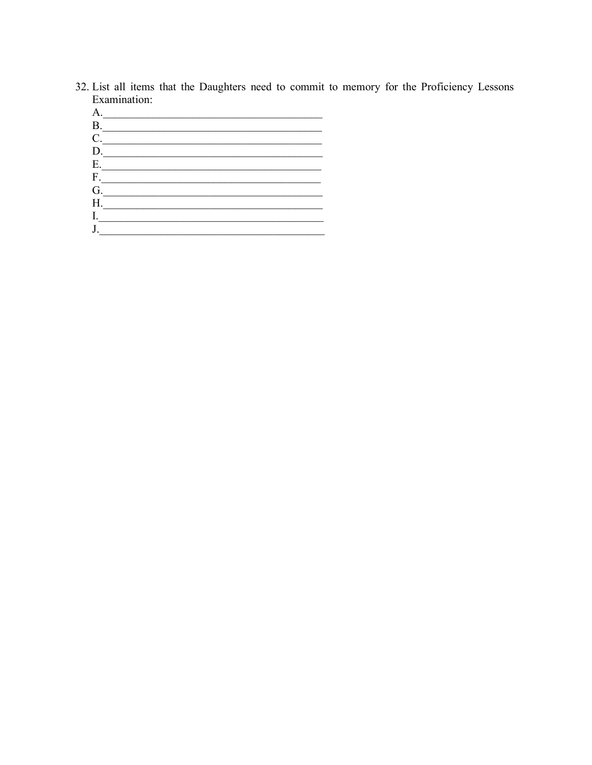32. List all items that the Daughters need to commit to memory for the Proficiency Lessons Examination:

    A.___________________________________________

    B.___________________________________________

    C.___________________________________________

    D.___________________________________________

    E.___________________________________________

    F.___________________________________________

    G.___________________________________________

    H.___________________________________________

    I.___________________________________________

    J.___________________________________________